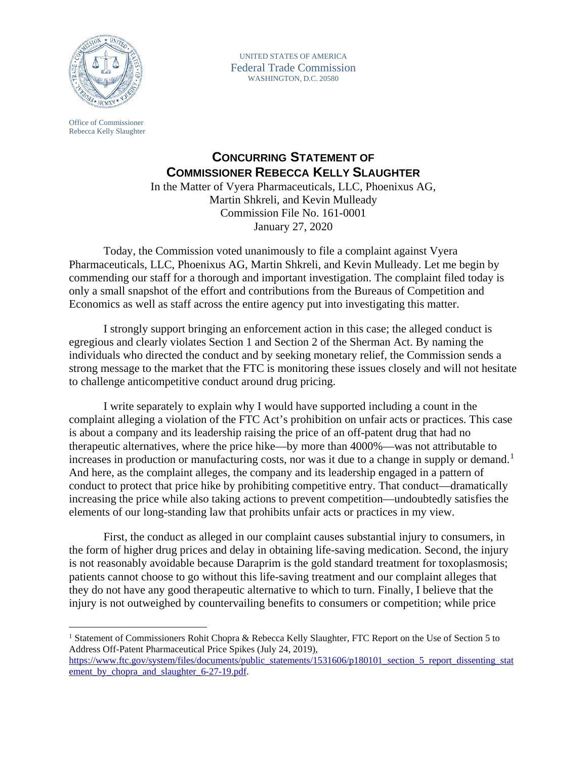UNITED STATES OF AMERICA
Federal Trade Commission
WASHINGTON, D.C. 20580

Office of Commissioner
Rebecca Kelly Slaughter

# CONCURRING STATEMENT OF COMMISSIONER REBECCA KELLY SLAUGHTER

In the Matter of Vyera Pharmaceuticals, LLC, Phoenixus AG, Martin Shkreli, and Kevin Mulleady
Commission File No. 161-0001
January 27, 2020

Today, the Commission voted unanimously to file a complaint against Vyera Pharmaceuticals, LLC, Phoenixus AG, Martin Shkreli, and Kevin Mulleady. Let me begin by commending our staff for a thorough and important investigation. The complaint filed today is only a small snapshot of the effort and contributions from the Bureaus of Competition and Economics as well as staff across the entire agency put into investigating this matter.

I strongly support bringing an enforcement action in this case; the alleged conduct is egregious and clearly violates Section 1 and Section 2 of the Sherman Act. By naming the individuals who directed the conduct and by seeking monetary relief, the Commission sends a strong message to the market that the FTC is monitoring these issues closely and will not hesitate to challenge anticompetitive conduct around drug pricing.

I write separately to explain why I would have supported including a count in the complaint alleging a violation of the FTC Act's prohibition on unfair acts or practices. This case is about a company and its leadership raising the price of an off-patent drug that had no therapeutic alternatives, where the price hike—by more than 4000%—was not attributable to increases in production or manufacturing costs, nor was it due to a change in supply or demand.[1] And here, as the complaint alleges, the company and its leadership engaged in a pattern of conduct to protect that price hike by prohibiting competitive entry. That conduct—dramatically increasing the price while also taking actions to prevent competition—undoubtedly satisfies the elements of our long-standing law that prohibits unfair acts or practices in my view.

First, the conduct as alleged in our complaint causes substantial injury to consumers, in the form of higher drug prices and delay in obtaining life-saving medication. Second, the injury is not reasonably avoidable because Daraprim is the gold standard treatment for toxoplasmosis; patients cannot choose to go without this life-saving treatment and our complaint alleges that they do not have any good therapeutic alternative to which to turn. Finally, I believe that the injury is not outweighed by countervailing benefits to consumers or competition; while price

---

[1] Statement of Commissioners Rohit Chopra & Rebecca Kelly Slaughter, FTC Report on the Use of Section 5 to Address Off-Patent Pharmaceutical Price Spikes (July 24, 2019), https://www.ftc.gov/system/files/documents/public_statements/1531606/p180101_section_5_report_dissenting_statement_by_chopra_and_slaughter_6-27-19.pdf.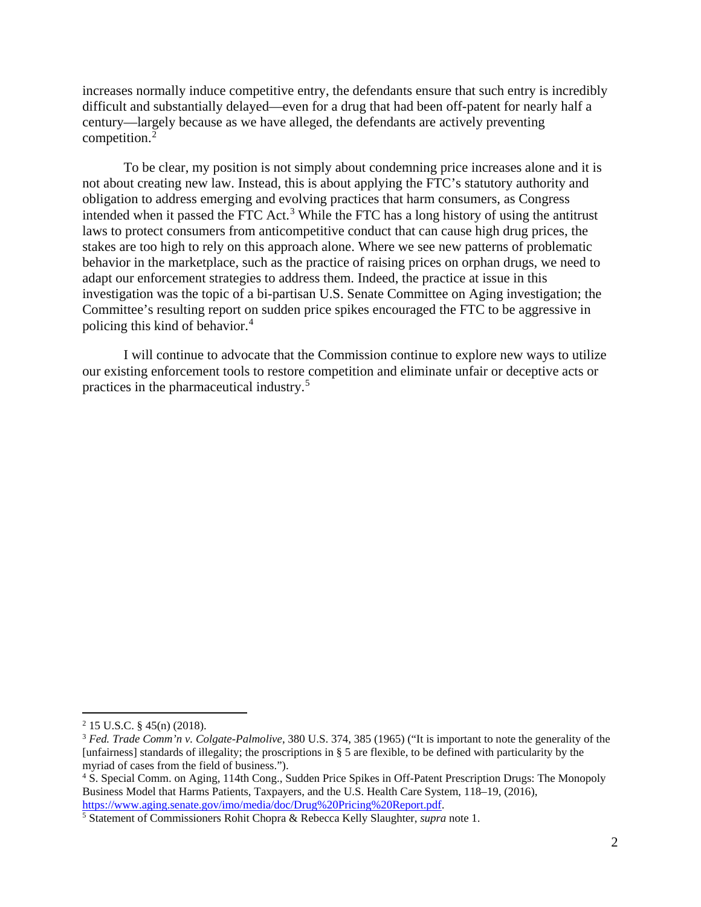increases normally induce competitive entry, the defendants ensure that such entry is incredibly difficult and substantially delayed—even for a drug that had been off-patent for nearly half a century—largely because as we have alleged, the defendants are actively preventing competition.[2]

To be clear, my position is not simply about condemning price increases alone and it is not about creating new law. Instead, this is about applying the FTC's statutory authority and obligation to address emerging and evolving practices that harm consumers, as Congress intended when it passed the FTC Act.[3] While the FTC has a long history of using the antitrust laws to protect consumers from anticompetitive conduct that can cause high drug prices, the stakes are too high to rely on this approach alone. Where we see new patterns of problematic behavior in the marketplace, such as the practice of raising prices on orphan drugs, we need to adapt our enforcement strategies to address them. Indeed, the practice at issue in this investigation was the topic of a bi-partisan U.S. Senate Committee on Aging investigation; the Committee's resulting report on sudden price spikes encouraged the FTC to be aggressive in policing this kind of behavior.[4]

I will continue to advocate that the Commission continue to explore new ways to utilize our existing enforcement tools to restore competition and eliminate unfair or deceptive acts or practices in the pharmaceutical industry.[5]

---

[2] 15 U.S.C. § 45(n) (2018).

[3] *Fed. Trade Comm'n v. Colgate-Palmolive*, 380 U.S. 374, 385 (1965) ("It is important to note the generality of the [unfairness] standards of illegality; the proscriptions in § 5 are flexible, to be defined with particularity by the myriad of cases from the field of business.").

[4] S. Special Comm. on Aging, 114th Cong., Sudden Price Spikes in Off-Patent Prescription Drugs: The Monopoly Business Model that Harms Patients, Taxpayers, and the U.S. Health Care System, 118–19, (2016), https://www.aging.senate.gov/imo/media/doc/Drug%20Pricing%20Report.pdf.

[5] Statement of Commissioners Rohit Chopra & Rebecca Kelly Slaughter, *supra* note 1.